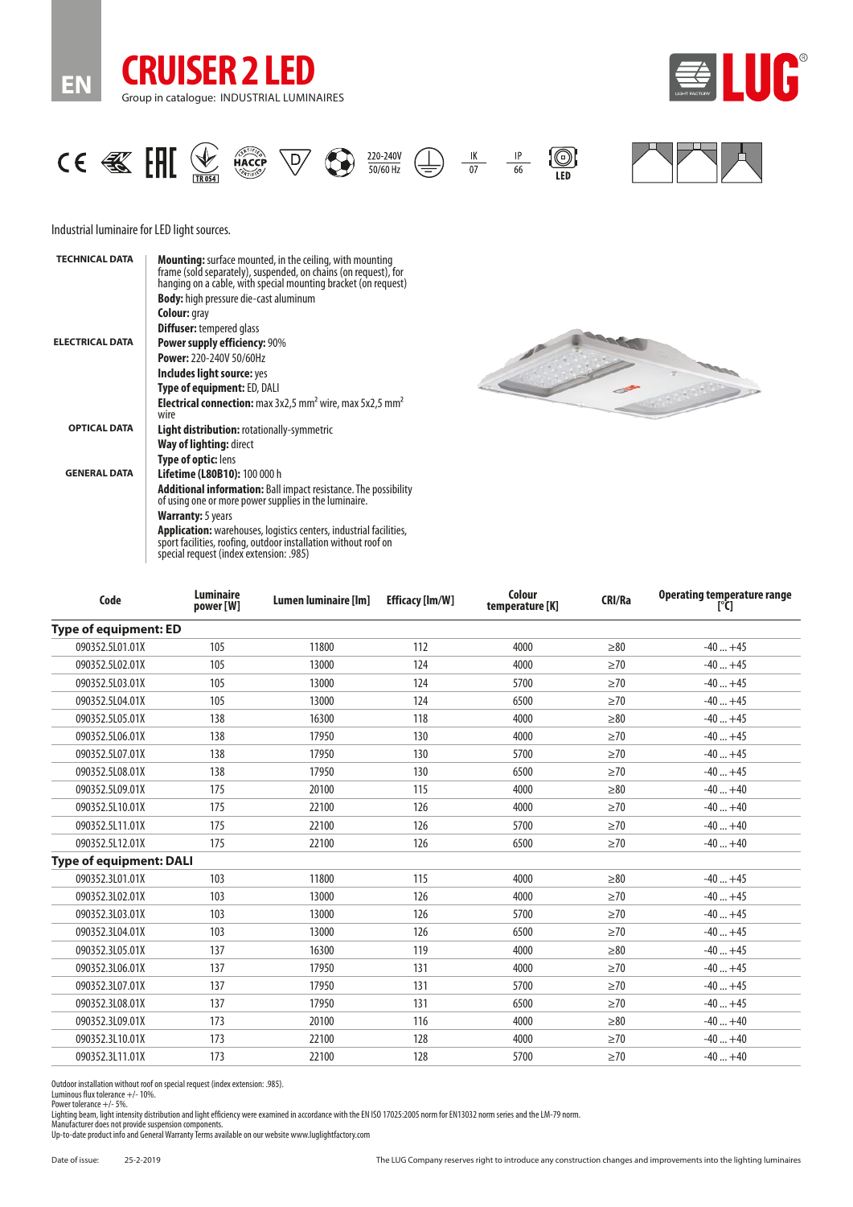# CRUISER 2 LED

Group in catalogue: INDUSTRIAL LUMINAIRES

220-240V 50/60 Hz

IK 07

IP 66

LED

Industrial luminaire for LED light sources.

**TECHNICAL DATA**

**Mounting:** surface mounted, in the ceiling, with mounting frame (sold separately), suspended, on chains (on request), for hanging on a cable, with special mounting bracket (on request)

**Body:** high pressure die-cast aluminum

**Colour:** gray

**Diffuser:** tempered glass

**ELECTRICAL DATA**

**Power supply efficiency:** 90%

**Power:** 220-240V 50/60Hz

**Includes light source:** yes

**Type of equipment:** ED, DALI

**Electrical connection:** max 3x2,5 mm$^2$ wire, max 5x2,5 mm$^2$ wire

**OPTICAL DATA**

**Light distribution:** rotationally-symmetric

**Way of lighting:** direct

**Type of optic:** lens

**GENERAL DATA**

**Lifetime (L80B10):** 100 000 h

**Additional information:** Ball impact resistance. The possibility of using one or more power supplies in the luminaire.

**Warranty:** 5 years

**Application:** warehouses, logistics centers, industrial facilities, sport facilities, roofing, outdoor installation without roof on special request (index extension: .985)

| Code | Luminaire power [W] | Lumen luminaire [lm] | Efficacy [lm/W] | Colour temperature [K] | CRI/Ra | Operating temperature range [°C] |
|---|---|---|---|---|---|---|
| **Type of equipment: ED** | | | | | | |
| 090352.5L01.01X | 105 | 11800 | 112 | 4000 | ≥80 | -40 ... +45 |
| 090352.5L02.01X | 105 | 13000 | 124 | 4000 | ≥70 | -40 ... +45 |
| 090352.5L03.01X | 105 | 13000 | 124 | 5700 | ≥70 | -40 ... +45 |
| 090352.5L04.01X | 105 | 13000 | 124 | 6500 | ≥70 | -40 ... +45 |
| 090352.5L05.01X | 138 | 16300 | 118 | 4000 | ≥80 | -40 ... +45 |
| 090352.5L06.01X | 138 | 17950 | 130 | 4000 | ≥70 | -40 ... +45 |
| 090352.5L07.01X | 138 | 17950 | 130 | 5700 | ≥70 | -40 ... +45 |
| 090352.5L08.01X | 138 | 17950 | 130 | 6500 | ≥70 | -40 ... +45 |
| 090352.5L09.01X | 175 | 20100 | 115 | 4000 | ≥80 | -40 ... +40 |
| 090352.5L10.01X | 175 | 22100 | 126 | 4000 | ≥70 | -40 ... +40 |
| 090352.5L11.01X | 175 | 22100 | 126 | 5700 | ≥70 | -40 ... +40 |
| 090352.5L12.01X | 175 | 22100 | 126 | 6500 | ≥70 | -40 ... +40 |
| **Type of equipment: DALI** | | | | | | |
| 090352.3L01.01X | 103 | 11800 | 115 | 4000 | ≥80 | -40 ... +45 |
| 090352.3L02.01X | 103 | 13000 | 126 | 4000 | ≥70 | -40 ... +45 |
| 090352.3L03.01X | 103 | 13000 | 126 | 5700 | ≥70 | -40 ... +45 |
| 090352.3L04.01X | 103 | 13000 | 126 | 6500 | ≥70 | -40 ... +45 |
| 090352.3L05.01X | 137 | 16300 | 119 | 4000 | ≥80 | -40 ... +45 |
| 090352.3L06.01X | 137 | 17950 | 131 | 4000 | ≥70 | -40 ... +45 |
| 090352.3L07.01X | 137 | 17950 | 131 | 5700 | ≥70 | -40 ... +45 |
| 090352.3L08.01X | 137 | 17950 | 131 | 6500 | ≥70 | -40 ... +45 |
| 090352.3L09.01X | 173 | 20100 | 116 | 4000 | ≥80 | -40 ... +40 |
| 090352.3L10.01X | 173 | 22100 | 128 | 4000 | ≥70 | -40 ... +40 |
| 090352.3L11.01X | 173 | 22100 | 128 | 5700 | ≥70 | -40 ... +40 |

Outdoor installation without roof on special request (index extension: .985).
Luminous flux tolerance +/- 10%.
Power tolerance +/- 5%.
Lighting beam, light intensity distribution and light efficiency were examined in accordance with the EN ISO 17025:2005 norm for EN13032 norm series and the LM-79 norm.
Manufacturer does not provide suspension components.
Up-to-date product info and General Warranty Terms available on our website www.luglightfactory.com

Date of issue: 25-2-2019

The LUG Company reserves right to introduce any construction changes and improvements into the lighting luminaires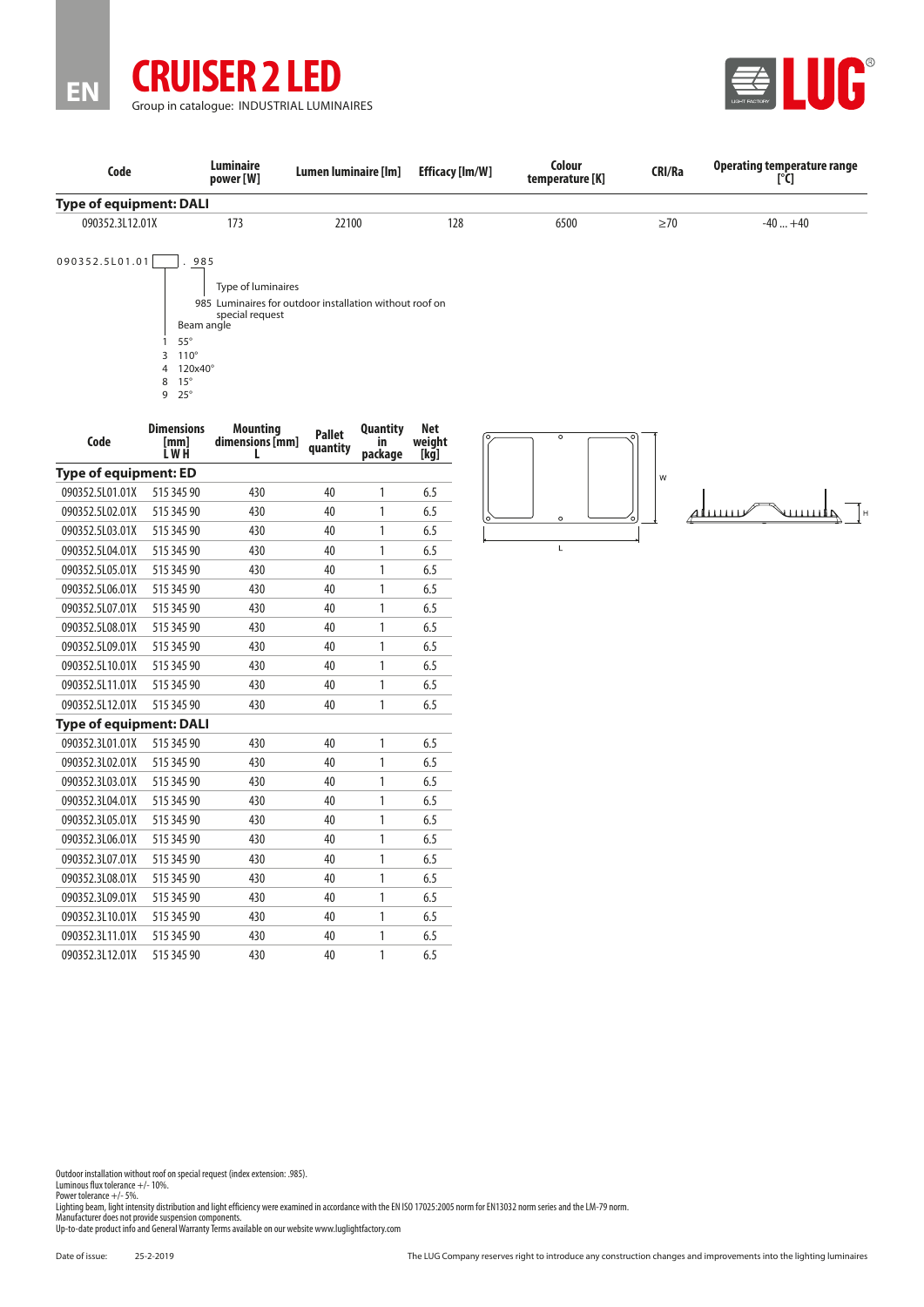EN

# CRUISER 2 LED

Group in catalogue: INDUSTRIAL LUMINAIRES

| Code | Luminaire power [W] | Lumen luminaire [lm] | Efficacy [lm/W] | Colour temperature [K] | CRI/Ra | Operating temperature range [°C] |
|---|---|---|---|---|---|---|
| **Type of equipment: DALI** | | | | | | |
| 090352.3L12.01X | 173 | 22100 | 128 | 6500 | ≥70 | -40 ... +40 |

090352.5L01.01 [ ] . 985

Type of luminaires
- 985 Luminaires for outdoor installation without roof on special request

Beam angle
- 1 55°
- 3 110°
- 4 120x40°
- 8 15°
- 9 25°

| Code | Dimensions [mm] L W H | Mounting dimensions [mm] L | Pallet quantity | Quantity in package | Net weight [kg] |
|---|---|---|---|---|---|
| **Type of equipment: ED** | | | | | |
| 090352.5L01.01X | 515 345 90 | 430 | 40 | 1 | 6.5 |
| 090352.5L02.01X | 515 345 90 | 430 | 40 | 1 | 6.5 |
| 090352.5L03.01X | 515 345 90 | 430 | 40 | 1 | 6.5 |
| 090352.5L04.01X | 515 345 90 | 430 | 40 | 1 | 6.5 |
| 090352.5L05.01X | 515 345 90 | 430 | 40 | 1 | 6.5 |
| 090352.5L06.01X | 515 345 90 | 430 | 40 | 1 | 6.5 |
| 090352.5L07.01X | 515 345 90 | 430 | 40 | 1 | 6.5 |
| 090352.5L08.01X | 515 345 90 | 430 | 40 | 1 | 6.5 |
| 090352.5L09.01X | 515 345 90 | 430 | 40 | 1 | 6.5 |
| 090352.5L10.01X | 515 345 90 | 430 | 40 | 1 | 6.5 |
| 090352.5L11.01X | 515 345 90 | 430 | 40 | 1 | 6.5 |
| 090352.5L12.01X | 515 345 90 | 430 | 40 | 1 | 6.5 |
| **Type of equipment: DALI** | | | | | |
| 090352.3L01.01X | 515 345 90 | 430 | 40 | 1 | 6.5 |
| 090352.3L02.01X | 515 345 90 | 430 | 40 | 1 | 6.5 |
| 090352.3L03.01X | 515 345 90 | 430 | 40 | 1 | 6.5 |
| 090352.3L04.01X | 515 345 90 | 430 | 40 | 1 | 6.5 |
| 090352.3L05.01X | 515 345 90 | 430 | 40 | 1 | 6.5 |
| 090352.3L06.01X | 515 345 90 | 430 | 40 | 1 | 6.5 |
| 090352.3L07.01X | 515 345 90 | 430 | 40 | 1 | 6.5 |
| 090352.3L08.01X | 515 345 90 | 430 | 40 | 1 | 6.5 |
| 090352.3L09.01X | 515 345 90 | 430 | 40 | 1 | 6.5 |
| 090352.3L10.01X | 515 345 90 | 430 | 40 | 1 | 6.5 |
| 090352.3L11.01X | 515 345 90 | 430 | 40 | 1 | 6.5 |
| 090352.3L12.01X | 515 345 90 | 430 | 40 | 1 | 6.5 |

Outdoor installation without roof on special request (index extension: .985).
Luminous flux tolerance +/- 10%.
Power tolerance +/- 5%.
Lighting beam, light intensity distribution and light efficiency were examined in accordance with the EN ISO 17025:2005 norm for EN13032 norm series and the LM-79 norm.
Manufacturer does not provide suspension components.
Up-to-date product info and General Warranty Terms available on our website www.luglightfactory.com

Date of issue: 25-2-2019

The LUG Company reserves right to introduce any construction changes and improvements into the lighting luminaires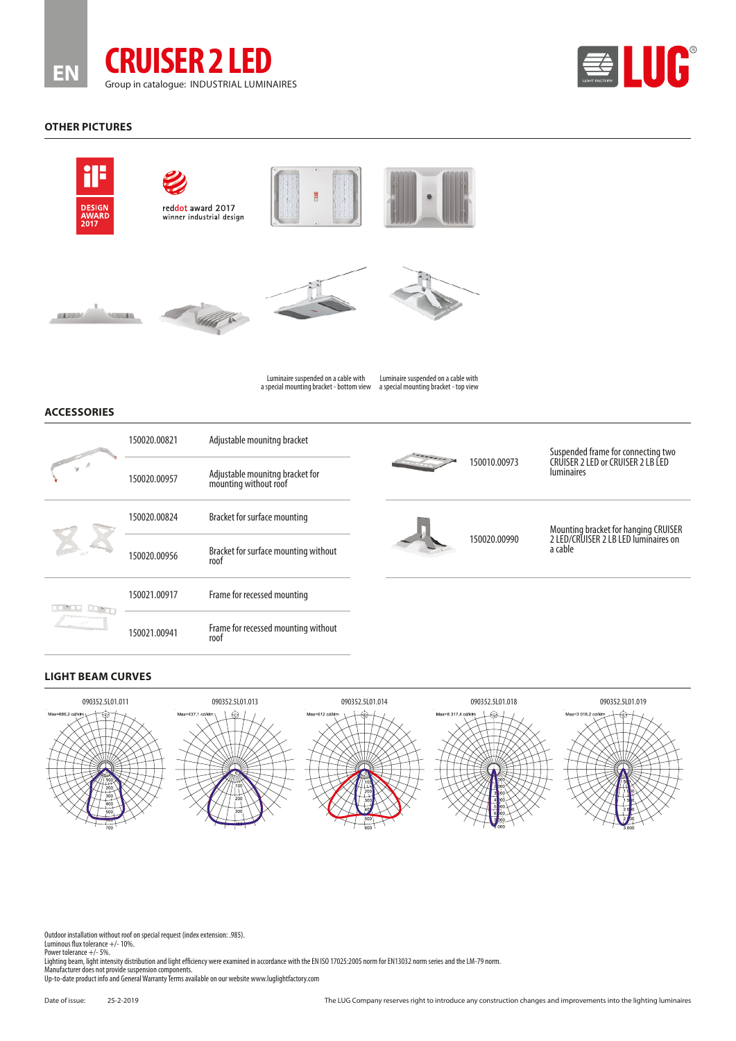# CRUISER 2 LED

Group in catalogue: INDUSTRIAL LUMINAIRES

## OTHER PICTURES

reddot award 2017
winner industrial design

Luminaire suspended on a cable with a special mounting bracket - bottom view

Luminaire suspended on a cable with a special mounting bracket - top view

## ACCESSORIES

| Code | Description |
|---|---|
| 150020.00821 | Adjustable mounitng bracket |
| 150020.00957 | Adjustable mounitng bracket for mounting without roof |
| 150020.00824 | Bracket for surface mounting |
| 150020.00956 | Bracket for surface mounting without roof |
| 150021.00917 | Frame for recessed mounting |
| 150021.00941 | Frame for recessed mounting without roof |
| 150010.00973 | Suspended frame for connecting two CRUISER 2 LED or CRUISER 2 LB LED luminaires |
| 150020.00990 | Mounting bracket for hanging CRUISER 2 LED/CRUISER 2 LB LED luminaires on a cable |

## LIGHT BEAM CURVES

090352.5L01.011 — Max=686,2 cd/klm

090352.5L01.013 — Max=437,1 cd/klm

090352.5L01.014 — Max=612 cd/klm

090352.5L01.018 — Max=8 317,4 cd/klm

090352.5L01.019 — Max=3 018,2 cd/klm

Outdoor installation without roof on special request (index extension: .985).
Luminous flux tolerance +/- 10%.
Power tolerance +/- 5%.
Lighting beam, light intensity distribution and light efficiency were examined in accordance with the EN ISO 17025:2005 norm for EN13032 norm series and the LM-79 norm.
Manufacturer does not provide suspension components.
Up-to-date product info and General Warranty Terms available on our website www.luglightfactory.com

Date of issue: 25-2-2019

The LUG Company reserves right to introduce any construction changes and improvements into the lighting luminaires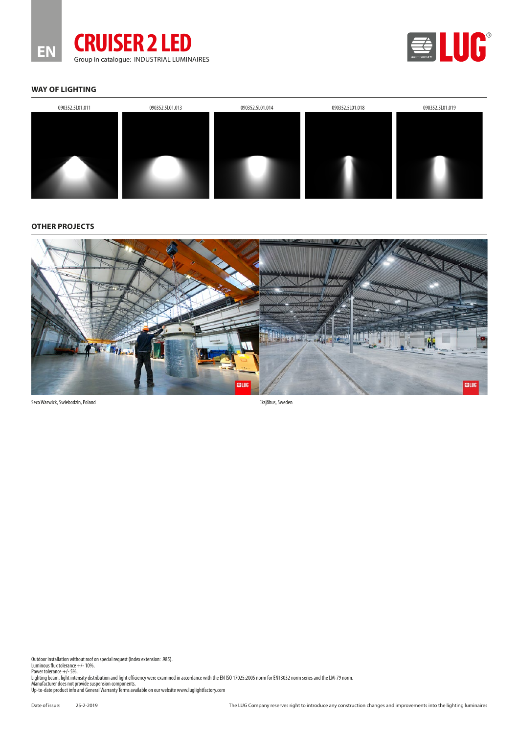# CRUISER 2 LED

Group in catalogue: INDUSTRIAL LUMINAIRES

## WAY OF LIGHTING

090352.5L01.011

090352.5L01.013

090352.5L01.014

090352.5L01.018

090352.5L01.019

## OTHER PROJECTS

Seco Warwick, Swiebodzin, Poland

Eksjöhus, Sweden

Outdoor installation without roof on special request (index extension: .985).
Luminous flux tolerance +/- 10%.
Power tolerance +/- 5%.
Lighting beam, light intensity distribution and light efficiency were examined in accordance with the EN ISO 17025:2005 norm for EN13032 norm series and the LM-79 norm.
Manufacturer does not provide suspension components.
Up-to-date product info and General Warranty Terms available on our website www.luglightfactory.com

Date of issue: 25-2-2019

The LUG Company reserves right to introduce any construction changes and improvements into the lighting luminaires